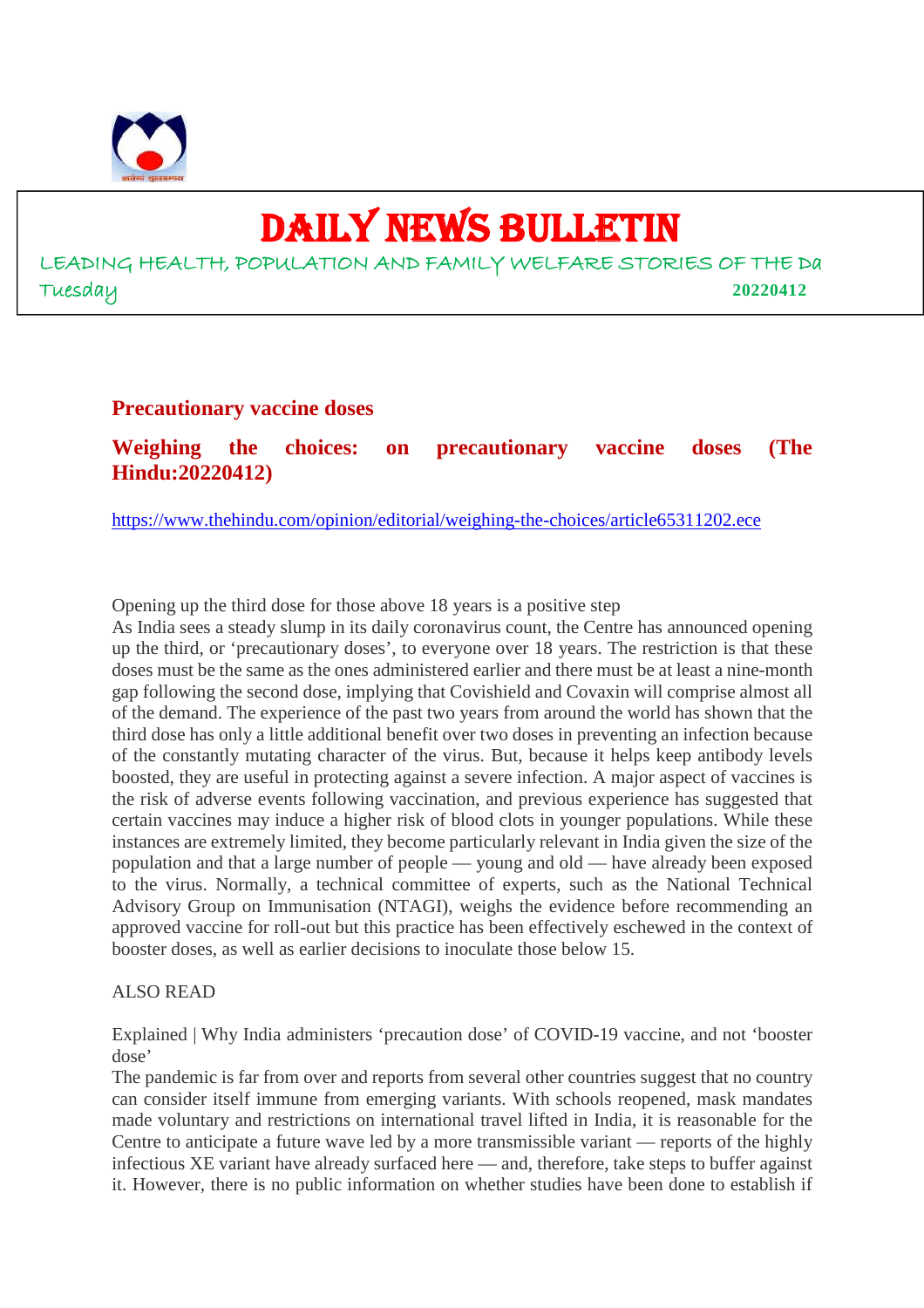# DAILY NEWS BULLETIN

LEADING HEALTH, POPULATION AND FAMILY WELFARE STORIES OF THE Da

Tuesday 20220412

## Precautionary vaccine doses

### Weighing the choices: on precautionary vaccine doses (The Hindu:20220412)

https://www.thehindu.com/opinion/editorial/weighing-the-choices/article65311202.ece

Opening up the third dose for those above 18 years is a positive step

As India sees a steady slump in its daily coronavirus count, the Centre has announced opening up the third, or 'precautionary doses', to everyone over 18 years. The restriction is that these doses must be the same as the ones administered earlier and there must be at least a nine-month gap following the second dose, implying that Covishield and Covaxin will comprise almost all of the demand. The experience of the past two years from around the world has shown that the third dose has only a little additional benefit over two doses in preventing an infection because of the constantly mutating character of the virus. But, because it helps keep antibody levels boosted, they are useful in protecting against a severe infection. A major aspect of vaccines is the risk of adverse events following vaccination, and previous experience has suggested that certain vaccines may induce a higher risk of blood clots in younger populations. While these instances are extremely limited, they become particularly relevant in India given the size of the population and that a large number of people — young and old — have already been exposed to the virus. Normally, a technical committee of experts, such as the National Technical Advisory Group on Immunisation (NTAGI), weighs the evidence before recommending an approved vaccine for roll-out but this practice has been effectively eschewed in the context of booster doses, as well as earlier decisions to inoculate those below 15.

ALSO READ

Explained | Why India administers 'precaution dose' of COVID-19 vaccine, and not 'booster dose'

The pandemic is far from over and reports from several other countries suggest that no country can consider itself immune from emerging variants. With schools reopened, mask mandates made voluntary and restrictions on international travel lifted in India, it is reasonable for the Centre to anticipate a future wave led by a more transmissible variant — reports of the highly infectious XE variant have already surfaced here — and, therefore, take steps to buffer against it. However, there is no public information on whether studies have been done to establish if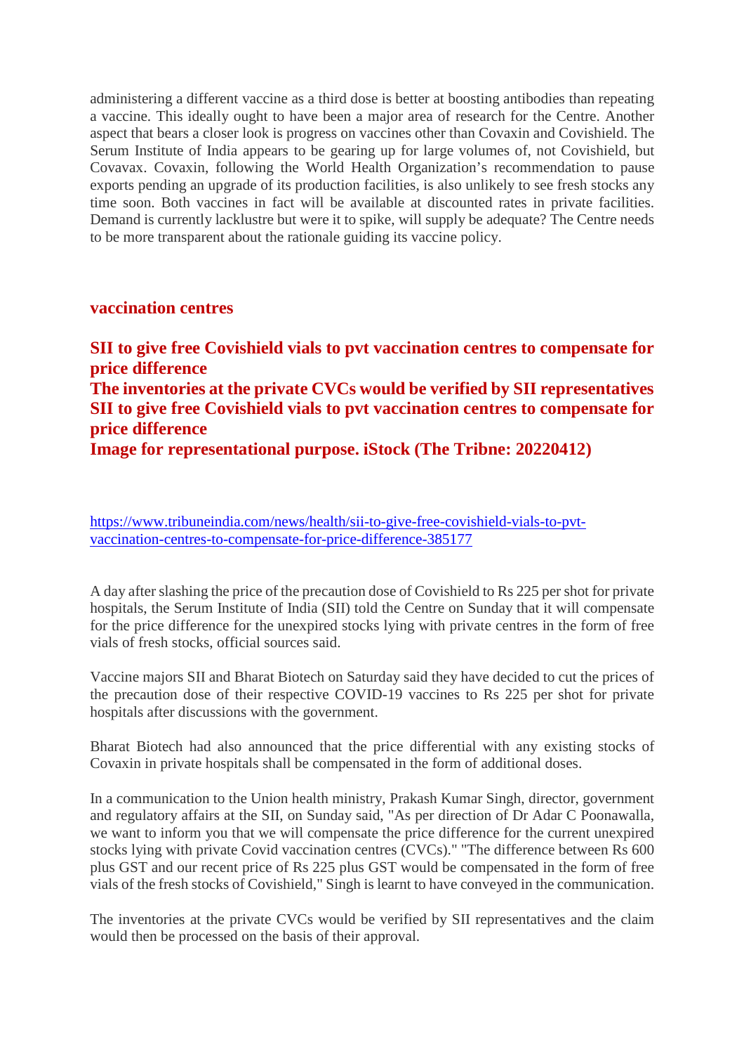administering a different vaccine as a third dose is better at boosting antibodies than repeating a vaccine. This ideally ought to have been a major area of research for the Centre. Another aspect that bears a closer look is progress on vaccines other than Covaxin and Covishield. The Serum Institute of India appears to be gearing up for large volumes of, not Covishield, but Covavax. Covaxin, following the World Health Organization's recommendation to pause exports pending an upgrade of its production facilities, is also unlikely to see fresh stocks any time soon. Both vaccines in fact will be available at discounted rates in private facilities. Demand is currently lacklustre but were it to spike, will supply be adequate? The Centre needs to be more transparent about the rationale guiding its vaccine policy.

## vaccination centres

## SII to give free Covishield vials to pvt vaccination centres to compensate for price difference

## The inventories at the private CVCs would be verified by SII representatives

## SII to give free Covishield vials to pvt vaccination centres to compensate for price difference

## Image for representational purpose. iStock (The Tribne: 20220412)

https://www.tribuneindia.com/news/health/sii-to-give-free-covishield-vials-to-pvt-vaccination-centres-to-compensate-for-price-difference-385177

A day after slashing the price of the precaution dose of Covishield to Rs 225 per shot for private hospitals, the Serum Institute of India (SII) told the Centre on Sunday that it will compensate for the price difference for the unexpired stocks lying with private centres in the form of free vials of fresh stocks, official sources said.

Vaccine majors SII and Bharat Biotech on Saturday said they have decided to cut the prices of the precaution dose of their respective COVID-19 vaccines to Rs 225 per shot for private hospitals after discussions with the government.

Bharat Biotech had also announced that the price differential with any existing stocks of Covaxin in private hospitals shall be compensated in the form of additional doses.

In a communication to the Union health ministry, Prakash Kumar Singh, director, government and regulatory affairs at the SII, on Sunday said, "As per direction of Dr Adar C Poonawalla, we want to inform you that we will compensate the price difference for the current unexpired stocks lying with private Covid vaccination centres (CVCs)." "The difference between Rs 600 plus GST and our recent price of Rs 225 plus GST would be compensated in the form of free vials of the fresh stocks of Covishield," Singh is learnt to have conveyed in the communication.

The inventories at the private CVCs would be verified by SII representatives and the claim would then be processed on the basis of their approval.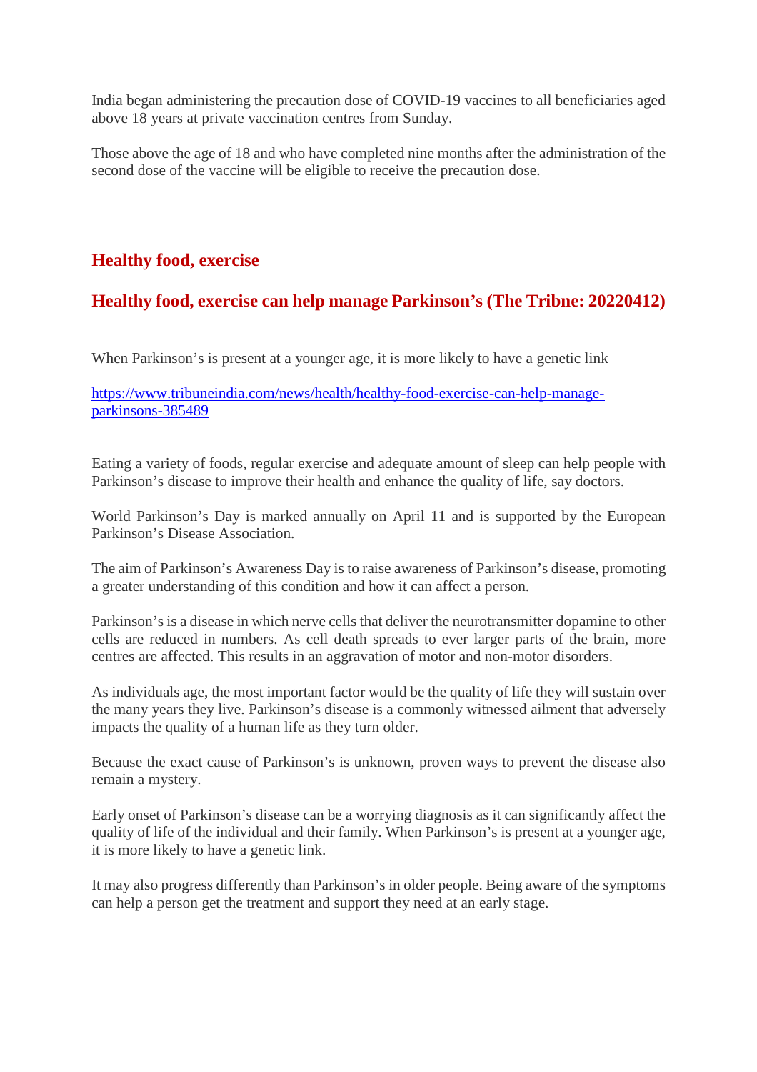India began administering the precaution dose of COVID-19 vaccines to all beneficiaries aged above 18 years at private vaccination centres from Sunday.

Those above the age of 18 and who have completed nine months after the administration of the second dose of the vaccine will be eligible to receive the precaution dose.

## Healthy food, exercise

## Healthy food, exercise can help manage Parkinson's (The Tribne: 20220412)

When Parkinson's is present at a younger age, it is more likely to have a genetic link

https://www.tribuneindia.com/news/health/healthy-food-exercise-can-help-manage-parkinsons-385489

Eating a variety of foods, regular exercise and adequate amount of sleep can help people with Parkinson's disease to improve their health and enhance the quality of life, say doctors.

World Parkinson's Day is marked annually on April 11 and is supported by the European Parkinson's Disease Association.

The aim of Parkinson's Awareness Day is to raise awareness of Parkinson's disease, promoting a greater understanding of this condition and how it can affect a person.

Parkinson's is a disease in which nerve cells that deliver the neurotransmitter dopamine to other cells are reduced in numbers. As cell death spreads to ever larger parts of the brain, more centres are affected. This results in an aggravation of motor and non-motor disorders.

As individuals age, the most important factor would be the quality of life they will sustain over the many years they live. Parkinson's disease is a commonly witnessed ailment that adversely impacts the quality of a human life as they turn older.

Because the exact cause of Parkinson's is unknown, proven ways to prevent the disease also remain a mystery.

Early onset of Parkinson's disease can be a worrying diagnosis as it can significantly affect the quality of life of the individual and their family. When Parkinson's is present at a younger age, it is more likely to have a genetic link.

It may also progress differently than Parkinson's in older people. Being aware of the symptoms can help a person get the treatment and support they need at an early stage.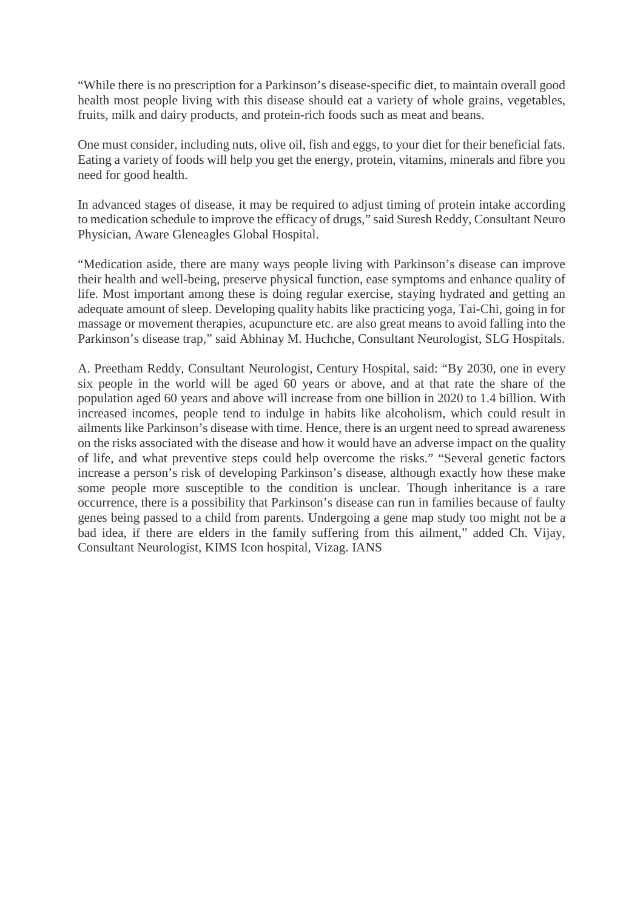"While there is no prescription for a Parkinson's disease-specific diet, to maintain overall good health most people living with this disease should eat a variety of whole grains, vegetables, fruits, milk and dairy products, and protein-rich foods such as meat and beans.

One must consider, including nuts, olive oil, fish and eggs, to your diet for their beneficial fats. Eating a variety of foods will help you get the energy, protein, vitamins, minerals and fibre you need for good health.

In advanced stages of disease, it may be required to adjust timing of protein intake according to medication schedule to improve the efficacy of drugs," said Suresh Reddy, Consultant Neuro Physician, Aware Gleneagles Global Hospital.

"Medication aside, there are many ways people living with Parkinson's disease can improve their health and well-being, preserve physical function, ease symptoms and enhance quality of life. Most important among these is doing regular exercise, staying hydrated and getting an adequate amount of sleep. Developing quality habits like practicing yoga, Tai-Chi, going in for massage or movement therapies, acupuncture etc. are also great means to avoid falling into the Parkinson's disease trap," said Abhinay M. Huchche, Consultant Neurologist, SLG Hospitals.

A. Preetham Reddy, Consultant Neurologist, Century Hospital, said: "By 2030, one in every six people in the world will be aged 60 years or above, and at that rate the share of the population aged 60 years and above will increase from one billion in 2020 to 1.4 billion. With increased incomes, people tend to indulge in habits like alcoholism, which could result in ailments like Parkinson's disease with time. Hence, there is an urgent need to spread awareness on the risks associated with the disease and how it would have an adverse impact on the quality of life, and what preventive steps could help overcome the risks." "Several genetic factors increase a person's risk of developing Parkinson's disease, although exactly how these make some people more susceptible to the condition is unclear. Though inheritance is a rare occurrence, there is a possibility that Parkinson's disease can run in families because of faulty genes being passed to a child from parents. Undergoing a gene map study too might not be a bad idea, if there are elders in the family suffering from this ailment," added Ch. Vijay, Consultant Neurologist, KIMS Icon hospital, Vizag. IANS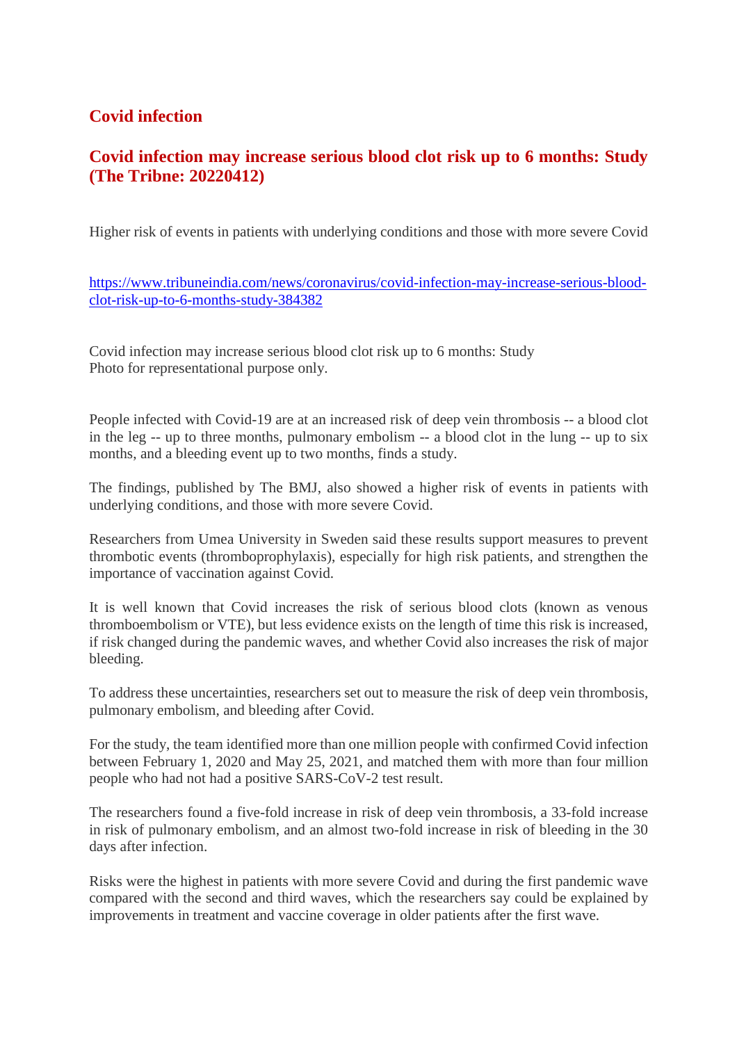## Covid infection

## Covid infection may increase serious blood clot risk up to 6 months: Study (The Tribne: 20220412)

Higher risk of events in patients with underlying conditions and those with more severe Covid

https://www.tribuneindia.com/news/coronavirus/covid-infection-may-increase-serious-blood-clot-risk-up-to-6-months-study-384382

Covid infection may increase serious blood clot risk up to 6 months: Study
Photo for representational purpose only.

People infected with Covid-19 are at an increased risk of deep vein thrombosis -- a blood clot in the leg -- up to three months, pulmonary embolism -- a blood clot in the lung -- up to six months, and a bleeding event up to two months, finds a study.

The findings, published by The BMJ, also showed a higher risk of events in patients with underlying conditions, and those with more severe Covid.

Researchers from Umea University in Sweden said these results support measures to prevent thrombotic events (thromboprophylaxis), especially for high risk patients, and strengthen the importance of vaccination against Covid.

It is well known that Covid increases the risk of serious blood clots (known as venous thromboembolism or VTE), but less evidence exists on the length of time this risk is increased, if risk changed during the pandemic waves, and whether Covid also increases the risk of major bleeding.

To address these uncertainties, researchers set out to measure the risk of deep vein thrombosis, pulmonary embolism, and bleeding after Covid.

For the study, the team identified more than one million people with confirmed Covid infection between February 1, 2020 and May 25, 2021, and matched them with more than four million people who had not had a positive SARS-CoV-2 test result.

The researchers found a five-fold increase in risk of deep vein thrombosis, a 33-fold increase in risk of pulmonary embolism, and an almost two-fold increase in risk of bleeding in the 30 days after infection.

Risks were the highest in patients with more severe Covid and during the first pandemic wave compared with the second and third waves, which the researchers say could be explained by improvements in treatment and vaccine coverage in older patients after the first wave.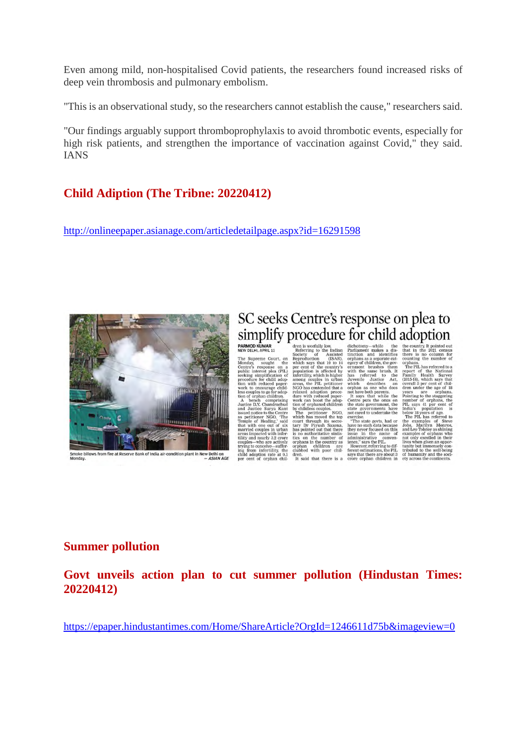Even among mild, non-hospitalised Covid patients, the researchers found increased risks of deep vein thrombosis and pulmonary embolism.

"This is an observational study, so the researchers cannot establish the cause," researchers said.

"Our findings arguably support thromboprophylaxis to avoid thrombotic events, especially for high risk patients, and strengthen the importance of vaccination against Covid," they said. IANS

## Child Adiption (The Tribne: 20220412)

http://onlineepaper.asianage.com/articledetailpage.aspx?id=16291598

# SC seeks Centre's response on plea to simplify procedure for child adoption

PARMOD KUMAR
NEW DELHI, APRIL 11

The Supreme Court, on Monday, sought the Centre's response on a public interest plea (PIL) seeking simplification of procedure for child adoption with reduced paperwork to encourage childless couples to go for adoption of orphan children.

A bench comprising Justice D.Y. Chandrachud and Justice Surya Kant issued notice to the Centre as petitioner NGO, 'The Temple of Healing,' said that with one out of six married couples in urban areas impacted with infertility and nearly 3.2 crore couples—who are actively trying to conceive—suffering from infertility, the child adoption rate at 0.1 per cent of orphan children is woefully low.

Referring to the Indian Society of Assisted Reproduction (ISAR), which says that 10 to 14 per cent of the country's population is affected by infertility, which is higher among couples in urban areas, the PIL petitioner NGO has contended that a relaxed adoption procedure with reduced paperwork can boost the adoption of orphaned children by childless couples.

The petitioner NGO, which has moved the top court through its secretary Dr Piyush Saxena, has pointed out that there is no authoritative statistics on the number of orphans in the country as orphan children are clubbed with poor children.

It said that there is a dichotomy—while the Parliament makes a distinction and identifies orphans as a separate category of children, the government brushes them with the same brush. It has referred to the Juvenile Justice Act, which describes an orphan as one who does not have both parents.

It says that while the Centre puts the onus on the state government, the state governments have not cared to undertake the exercise.

"The state govts, had or have no such data because they never focused on this issue in the name of administrative convenience," says the PIL.

However, referring to different estimations, the PIL says that there are about 3 crore orphan children in the country. It pointed out that in the 2021 census there is no column for counting the number of orphans.

The PIL has referred to a report of the National Family Health Survey (2015-16), which says that overall 5 per cent of children under the age of 18 years are orphans. Pointing to the staggering number of orphans, the PIL says 41 per cent of India's population is below 18 years of age.

The PIL has referred to the examples of Steve Jobs, Marilyn Monroe, and Leo Tolstoy as shining examples of orphans who not only excelled in their lives when given an opportunity but immensely contributed to the well-being of humanity and the society across the continents.

Smoke billows from fire at Reserve Bank of India air-condition plant in New Delhi on Monday. — ASIAN AGE

## Summer pollution

## Govt unveils action plan to cut summer pollution (Hindustan Times: 20220412)

https://epaper.hindustantimes.com/Home/ShareArticle?OrgId=1246611d75b&imageview=0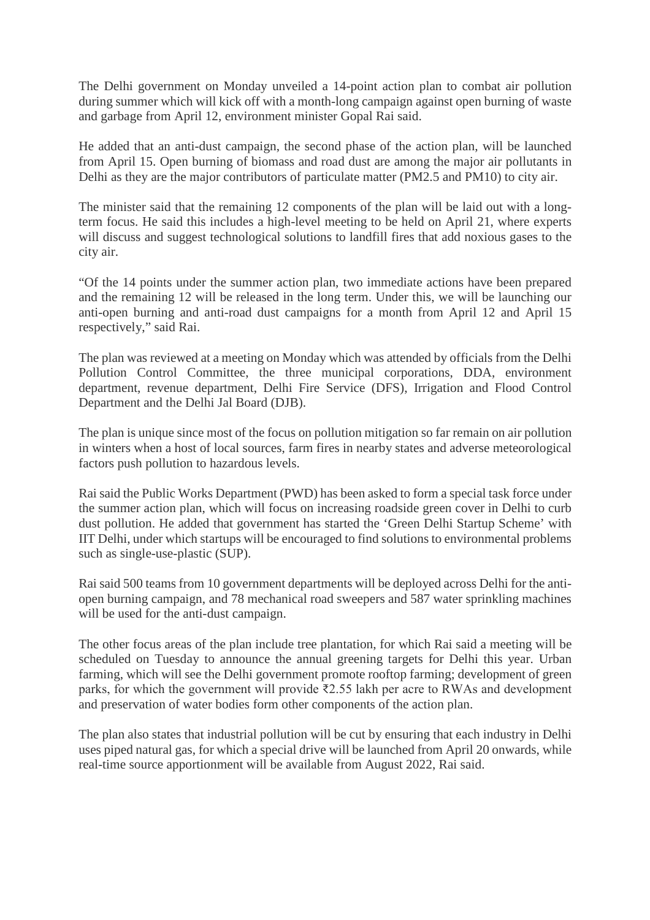The Delhi government on Monday unveiled a 14-point action plan to combat air pollution during summer which will kick off with a month-long campaign against open burning of waste and garbage from April 12, environment minister Gopal Rai said.

He added that an anti-dust campaign, the second phase of the action plan, will be launched from April 15. Open burning of biomass and road dust are among the major air pollutants in Delhi as they are the major contributors of particulate matter (PM2.5 and PM10) to city air.

The minister said that the remaining 12 components of the plan will be laid out with a long-term focus. He said this includes a high-level meeting to be held on April 21, where experts will discuss and suggest technological solutions to landfill fires that add noxious gases to the city air.

"Of the 14 points under the summer action plan, two immediate actions have been prepared and the remaining 12 will be released in the long term. Under this, we will be launching our anti-open burning and anti-road dust campaigns for a month from April 12 and April 15 respectively," said Rai.

The plan was reviewed at a meeting on Monday which was attended by officials from the Delhi Pollution Control Committee, the three municipal corporations, DDA, environment department, revenue department, Delhi Fire Service (DFS), Irrigation and Flood Control Department and the Delhi Jal Board (DJB).

The plan is unique since most of the focus on pollution mitigation so far remain on air pollution in winters when a host of local sources, farm fires in nearby states and adverse meteorological factors push pollution to hazardous levels.

Rai said the Public Works Department (PWD) has been asked to form a special task force under the summer action plan, which will focus on increasing roadside green cover in Delhi to curb dust pollution. He added that government has started the 'Green Delhi Startup Scheme' with IIT Delhi, under which startups will be encouraged to find solutions to environmental problems such as single-use-plastic (SUP).

Rai said 500 teams from 10 government departments will be deployed across Delhi for the anti-open burning campaign, and 78 mechanical road sweepers and 587 water sprinkling machines will be used for the anti-dust campaign.

The other focus areas of the plan include tree plantation, for which Rai said a meeting will be scheduled on Tuesday to announce the annual greening targets for Delhi this year. Urban farming, which will see the Delhi government promote rooftop farming; development of green parks, for which the government will provide ₹2.55 lakh per acre to RWAs and development and preservation of water bodies form other components of the action plan.

The plan also states that industrial pollution will be cut by ensuring that each industry in Delhi uses piped natural gas, for which a special drive will be launched from April 20 onwards, while real-time source apportionment will be available from August 2022, Rai said.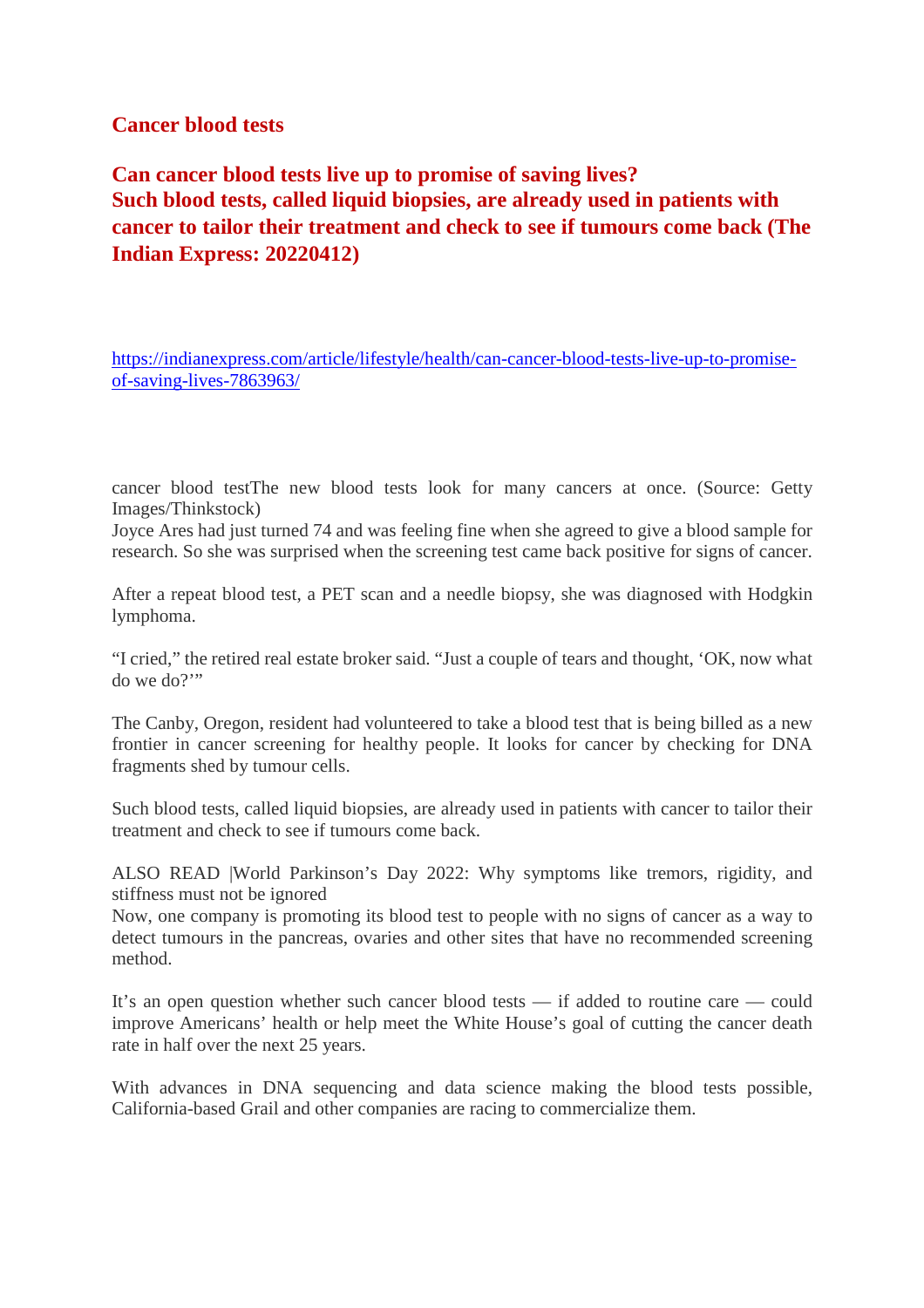## Cancer blood tests

### Can cancer blood tests live up to promise of saving lives?
### Such blood tests, called liquid biopsies, are already used in patients with cancer to tailor their treatment and check to see if tumours come back (The Indian Express: 20220412)

https://indianexpress.com/article/lifestyle/health/can-cancer-blood-tests-live-up-to-promise-of-saving-lives-7863963/

cancer blood testThe new blood tests look for many cancers at once. (Source: Getty Images/Thinkstock)
Joyce Ares had just turned 74 and was feeling fine when she agreed to give a blood sample for research. So she was surprised when the screening test came back positive for signs of cancer.

After a repeat blood test, a PET scan and a needle biopsy, she was diagnosed with Hodgkin lymphoma.

“I cried,” the retired real estate broker said. “Just a couple of tears and thought, ‘OK, now what do we do?’”

The Canby, Oregon, resident had volunteered to take a blood test that is being billed as a new frontier in cancer screening for healthy people. It looks for cancer by checking for DNA fragments shed by tumour cells.

Such blood tests, called liquid biopsies, are already used in patients with cancer to tailor their treatment and check to see if tumours come back.

ALSO READ |World Parkinson’s Day 2022: Why symptoms like tremors, rigidity, and stiffness must not be ignored
Now, one company is promoting its blood test to people with no signs of cancer as a way to detect tumours in the pancreas, ovaries and other sites that have no recommended screening method.

It’s an open question whether such cancer blood tests — if added to routine care — could improve Americans’ health or help meet the White House’s goal of cutting the cancer death rate in half over the next 25 years.

With advances in DNA sequencing and data science making the blood tests possible, California-based Grail and other companies are racing to commercialize them.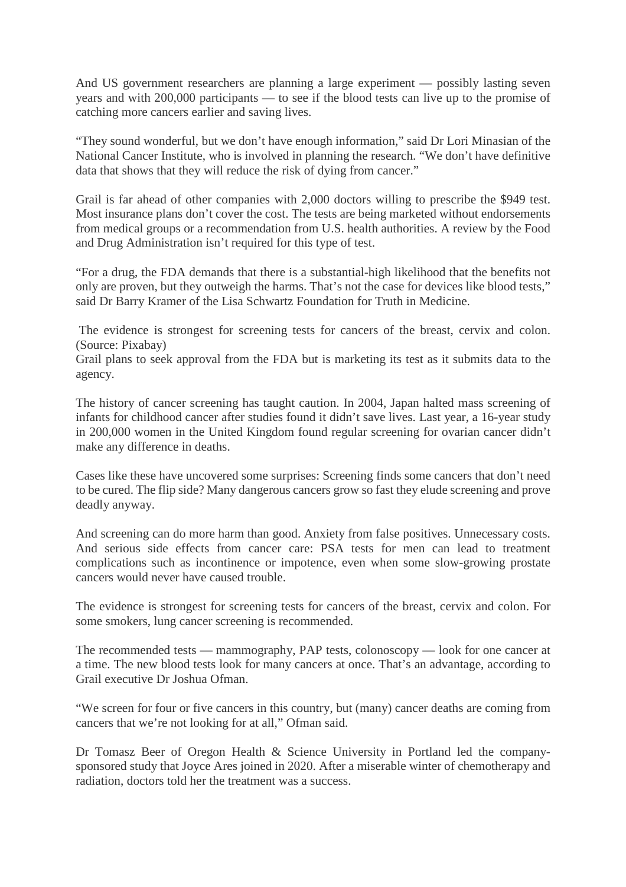And US government researchers are planning a large experiment — possibly lasting seven years and with 200,000 participants — to see if the blood tests can live up to the promise of catching more cancers earlier and saving lives.

“They sound wonderful, but we don’t have enough information,” said Dr Lori Minasian of the National Cancer Institute, who is involved in planning the research. “We don’t have definitive data that shows that they will reduce the risk of dying from cancer.”

Grail is far ahead of other companies with 2,000 doctors willing to prescribe the $949 test. Most insurance plans don’t cover the cost. The tests are being marketed without endorsements from medical groups or a recommendation from U.S. health authorities. A review by the Food and Drug Administration isn’t required for this type of test.

“For a drug, the FDA demands that there is a substantial-high likelihood that the benefits not only are proven, but they outweigh the harms. That’s not the case for devices like blood tests,” said Dr Barry Kramer of the Lisa Schwartz Foundation for Truth in Medicine.

The evidence is strongest for screening tests for cancers of the breast, cervix and colon. (Source: Pixabay)

Grail plans to seek approval from the FDA but is marketing its test as it submits data to the agency.

The history of cancer screening has taught caution. In 2004, Japan halted mass screening of infants for childhood cancer after studies found it didn’t save lives. Last year, a 16-year study in 200,000 women in the United Kingdom found regular screening for ovarian cancer didn’t make any difference in deaths.

Cases like these have uncovered some surprises: Screening finds some cancers that don’t need to be cured. The flip side? Many dangerous cancers grow so fast they elude screening and prove deadly anyway.

And screening can do more harm than good. Anxiety from false positives. Unnecessary costs. And serious side effects from cancer care: PSA tests for men can lead to treatment complications such as incontinence or impotence, even when some slow-growing prostate cancers would never have caused trouble.

The evidence is strongest for screening tests for cancers of the breast, cervix and colon. For some smokers, lung cancer screening is recommended.

The recommended tests — mammography, PAP tests, colonoscopy — look for one cancer at a time. The new blood tests look for many cancers at once. That’s an advantage, according to Grail executive Dr Joshua Ofman.

“We screen for four or five cancers in this country, but (many) cancer deaths are coming from cancers that we’re not looking for at all,” Ofman said.

Dr Tomasz Beer of Oregon Health & Science University in Portland led the company-sponsored study that Joyce Ares joined in 2020. After a miserable winter of chemotherapy and radiation, doctors told her the treatment was a success.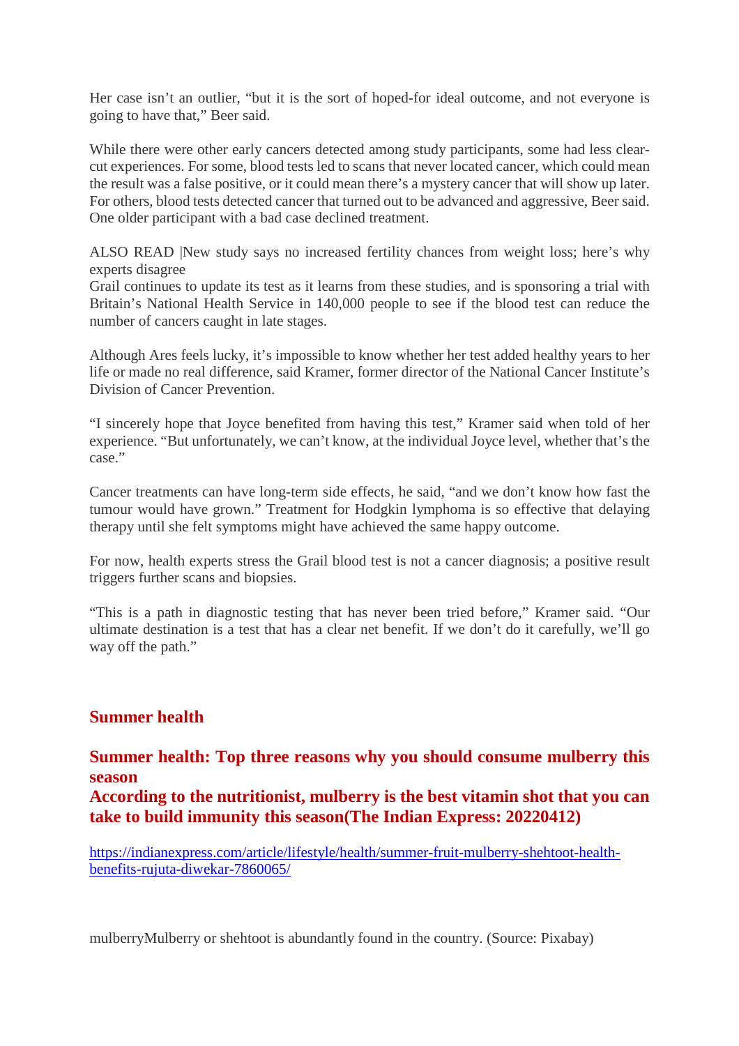Her case isn't an outlier, "but it is the sort of hoped-for ideal outcome, and not everyone is going to have that," Beer said.

While there were other early cancers detected among study participants, some had less clear-cut experiences. For some, blood tests led to scans that never located cancer, which could mean the result was a false positive, or it could mean there's a mystery cancer that will show up later. For others, blood tests detected cancer that turned out to be advanced and aggressive, Beer said. One older participant with a bad case declined treatment.

ALSO READ |New study says no increased fertility chances from weight loss; here's why experts disagree

Grail continues to update its test as it learns from these studies, and is sponsoring a trial with Britain's National Health Service in 140,000 people to see if the blood test can reduce the number of cancers caught in late stages.

Although Ares feels lucky, it's impossible to know whether her test added healthy years to her life or made no real difference, said Kramer, former director of the National Cancer Institute's Division of Cancer Prevention.

"I sincerely hope that Joyce benefited from having this test," Kramer said when told of her experience. "But unfortunately, we can't know, at the individual Joyce level, whether that's the case."

Cancer treatments can have long-term side effects, he said, "and we don't know how fast the tumour would have grown." Treatment for Hodgkin lymphoma is so effective that delaying therapy until she felt symptoms might have achieved the same happy outcome.

For now, health experts stress the Grail blood test is not a cancer diagnosis; a positive result triggers further scans and biopsies.

"This is a path in diagnostic testing that has never been tried before," Kramer said. "Our ultimate destination is a test that has a clear net benefit. If we don't do it carefully, we'll go way off the path."

## Summer health

### Summer health: Top three reasons why you should consume mulberry this season

### According to the nutritionist, mulberry is the best vitamin shot that you can take to build immunity this season(The Indian Express: 20220412)

https://indianexpress.com/article/lifestyle/health/summer-fruit-mulberry-shehtoot-health-benefits-rujuta-diwekar-7860065/

mulberryMulberry or shehtoot is abundantly found in the country. (Source: Pixabay)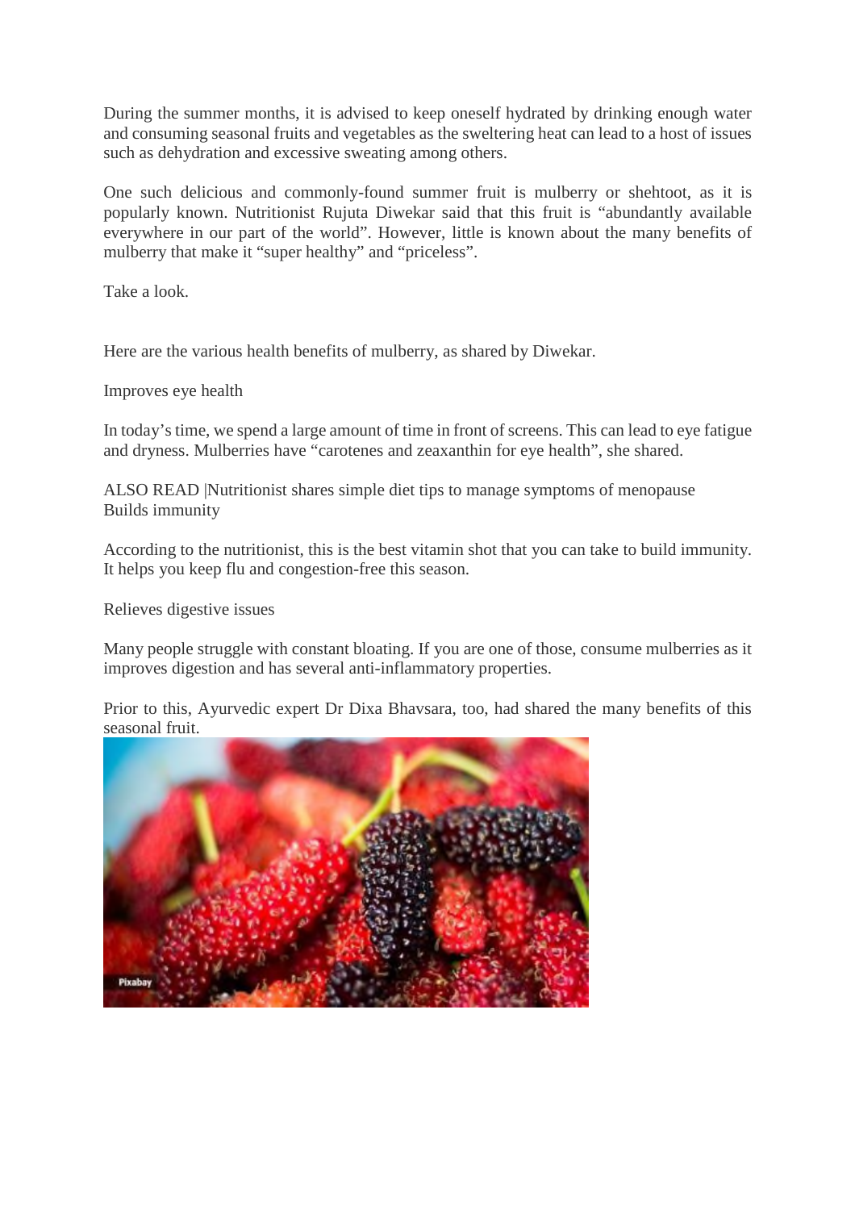During the summer months, it is advised to keep oneself hydrated by drinking enough water and consuming seasonal fruits and vegetables as the sweltering heat can lead to a host of issues such as dehydration and excessive sweating among others.

One such delicious and commonly-found summer fruit is mulberry or shehtoot, as it is popularly known. Nutritionist Rujuta Diwekar said that this fruit is "abundantly available everywhere in our part of the world". However, little is known about the many benefits of mulberry that make it "super healthy" and "priceless".

Take a look.

Here are the various health benefits of mulberry, as shared by Diwekar.

Improves eye health

In today's time, we spend a large amount of time in front of screens. This can lead to eye fatigue and dryness. Mulberries have "carotenes and zeaxanthin for eye health", she shared.

ALSO READ |Nutritionist shares simple diet tips to manage symptoms of menopause

Builds immunity

According to the nutritionist, this is the best vitamin shot that you can take to build immunity. It helps you keep flu and congestion-free this season.

Relieves digestive issues

Many people struggle with constant bloating. If you are one of those, consume mulberries as it improves digestion and has several anti-inflammatory properties.

Prior to this, Ayurvedic expert Dr Dixa Bhavsara, too, had shared the many benefits of this seasonal fruit.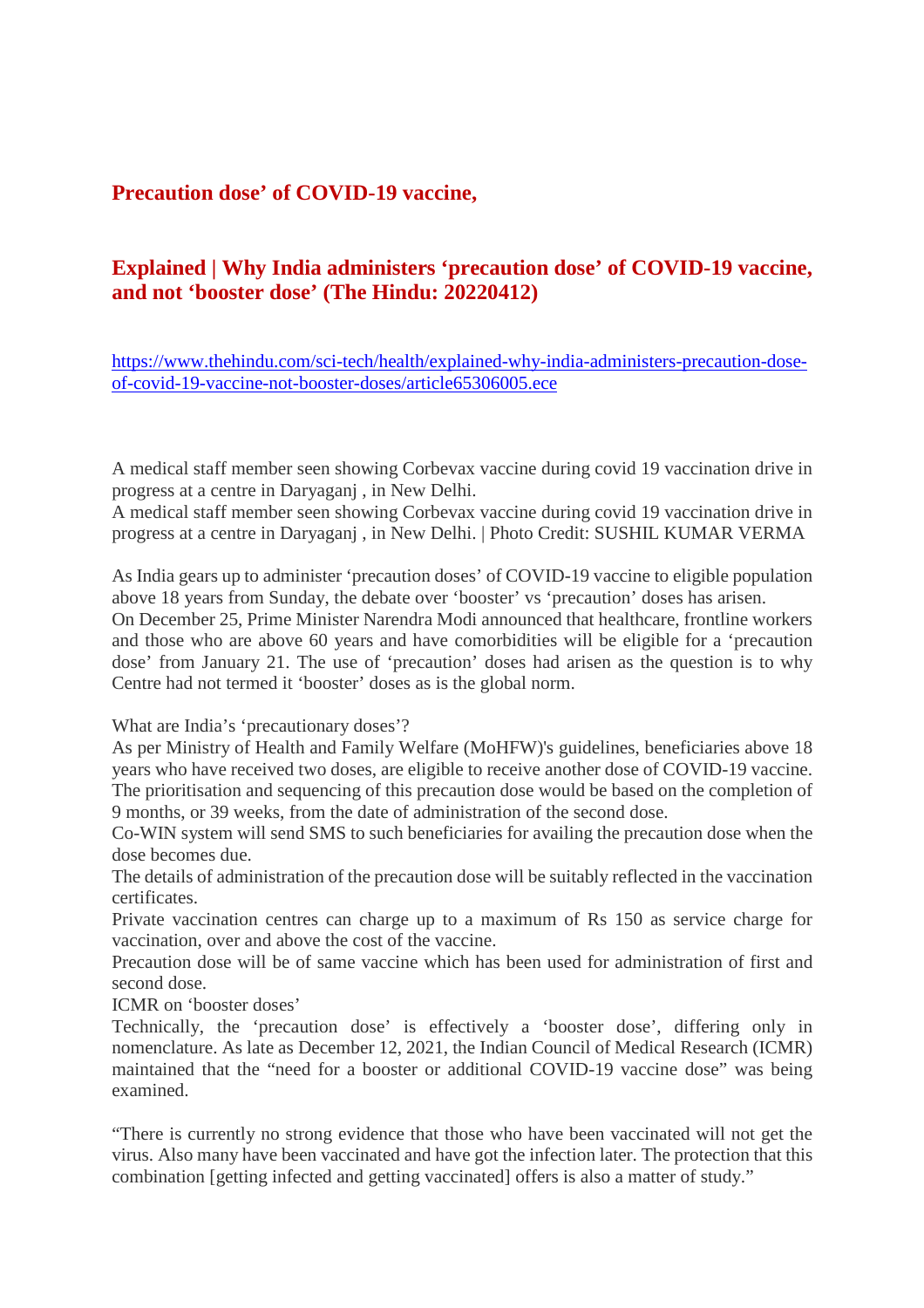## Precation dose’ of COVID-19 vaccine,

## Explained | Why India administers ‘precaution dose’ of COVID-19 vaccine, and not ‘booster dose’ (The Hindu: 20220412)

https://www.thehindu.com/sci-tech/health/explained-why-india-administers-precaution-dose-of-covid-19-vaccine-not-booster-doses/article65306005.ece

A medical staff member seen showing Corbevax vaccine during covid 19 vaccination drive in progress at a centre in Daryaganj , in New Delhi.
A medical staff member seen showing Corbevax vaccine during covid 19 vaccination drive in progress at a centre in Daryaganj , in New Delhi. | Photo Credit: SUSHIL KUMAR VERMA

As India gears up to administer ‘precaution doses’ of COVID-19 vaccine to eligible population above 18 years from Sunday, the debate over ‘booster’ vs ‘precaution’ doses has arisen.
On December 25, Prime Minister Narendra Modi announced that healthcare, frontline workers and those who are above 60 years and have comorbidities will be eligible for a ‘precaution dose’ from January 21. The use of ‘precaution’ doses had arisen as the question is to why Centre had not termed it ‘booster’ doses as is the global norm.

What are India’s ‘precautionary doses’?
As per Ministry of Health and Family Welfare (MoHFW)'s guidelines, beneficiaries above 18 years who have received two doses, are eligible to receive another dose of COVID-19 vaccine. The prioritisation and sequencing of this precaution dose would be based on the completion of 9 months, or 39 weeks, from the date of administration of the second dose.
Co-WIN system will send SMS to such beneficiaries for availing the precaution dose when the dose becomes due.
The details of administration of the precaution dose will be suitably reflected in the vaccination certificates.
Private vaccination centres can charge up to a maximum of Rs 150 as service charge for vaccination, over and above the cost of the vaccine.
Precaution dose will be of same vaccine which has been used for administration of first and second dose.
ICMR on ‘booster doses’
Technically, the ‘precaution dose’ is effectively a ‘booster dose’, differing only in nomenclature. As late as December 12, 2021, the Indian Council of Medical Research (ICMR) maintained that the “need for a booster or additional COVID-19 vaccine dose” was being examined.

“There is currently no strong evidence that those who have been vaccinated will not get the virus. Also many have been vaccinated and have got the infection later. The protection that this combination [getting infected and getting vaccinated] offers is also a matter of study.”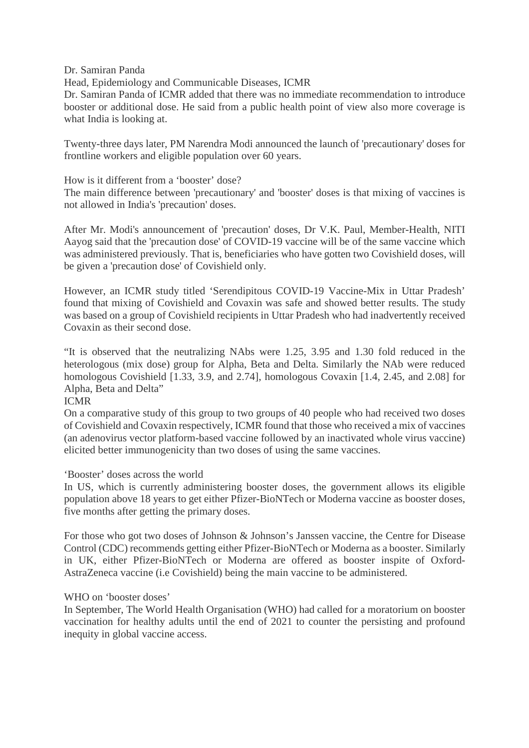Dr. Samiran Panda
Head, Epidemiology and Communicable Diseases, ICMR
Dr. Samiran Panda of ICMR added that there was no immediate recommendation to introduce booster or additional dose. He said from a public health point of view also more coverage is what India is looking at.

Twenty-three days later, PM Narendra Modi announced the launch of 'precautionary' doses for frontline workers and eligible population over 60 years.

How is it different from a 'booster' dose?
The main difference between 'precautionary' and 'booster' doses is that mixing of vaccines is not allowed in India's 'precaution' doses.

After Mr. Modi's announcement of 'precaution' doses, Dr V.K. Paul, Member-Health, NITI Aayog said that the 'precaution dose' of COVID-19 vaccine will be of the same vaccine which was administered previously. That is, beneficiaries who have gotten two Covishield doses, will be given a 'precaution dose' of Covishield only.

However, an ICMR study titled 'Serendipitous COVID-19 Vaccine-Mix in Uttar Pradesh' found that mixing of Covishield and Covaxin was safe and showed better results. The study was based on a group of Covishield recipients in Uttar Pradesh who had inadvertently received Covaxin as their second dose.

"It is observed that the neutralizing NAbs were 1.25, 3.95 and 1.30 fold reduced in the heterologous (mix dose) group for Alpha, Beta and Delta. Similarly the NAb were reduced homologous Covishield [1.33, 3.9, and 2.74], homologous Covaxin [1.4, 2.45, and 2.08] for Alpha, Beta and Delta"
ICMR
On a comparative study of this group to two groups of 40 people who had received two doses of Covishield and Covaxin respectively, ICMR found that those who received a mix of vaccines (an adenovirus vector platform-based vaccine followed by an inactivated whole virus vaccine) elicited better immunogenicity than two doses of using the same vaccines.

'Booster' doses across the world
In US, which is currently administering booster doses, the government allows its eligible population above 18 years to get either Pfizer-BioNTech or Moderna vaccine as booster doses, five months after getting the primary doses.

For those who got two doses of Johnson & Johnson's Janssen vaccine, the Centre for Disease Control (CDC) recommends getting either Pfizer-BioNTech or Moderna as a booster. Similarly in UK, either Pfizer-BioNTech or Moderna are offered as booster inspite of Oxford-AstraZeneca vaccine (i.e Covishield) being the main vaccine to be administered.

WHO on 'booster doses'
In September, The World Health Organisation (WHO) had called for a moratorium on booster vaccination for healthy adults until the end of 2021 to counter the persisting and profound inequity in global vaccine access.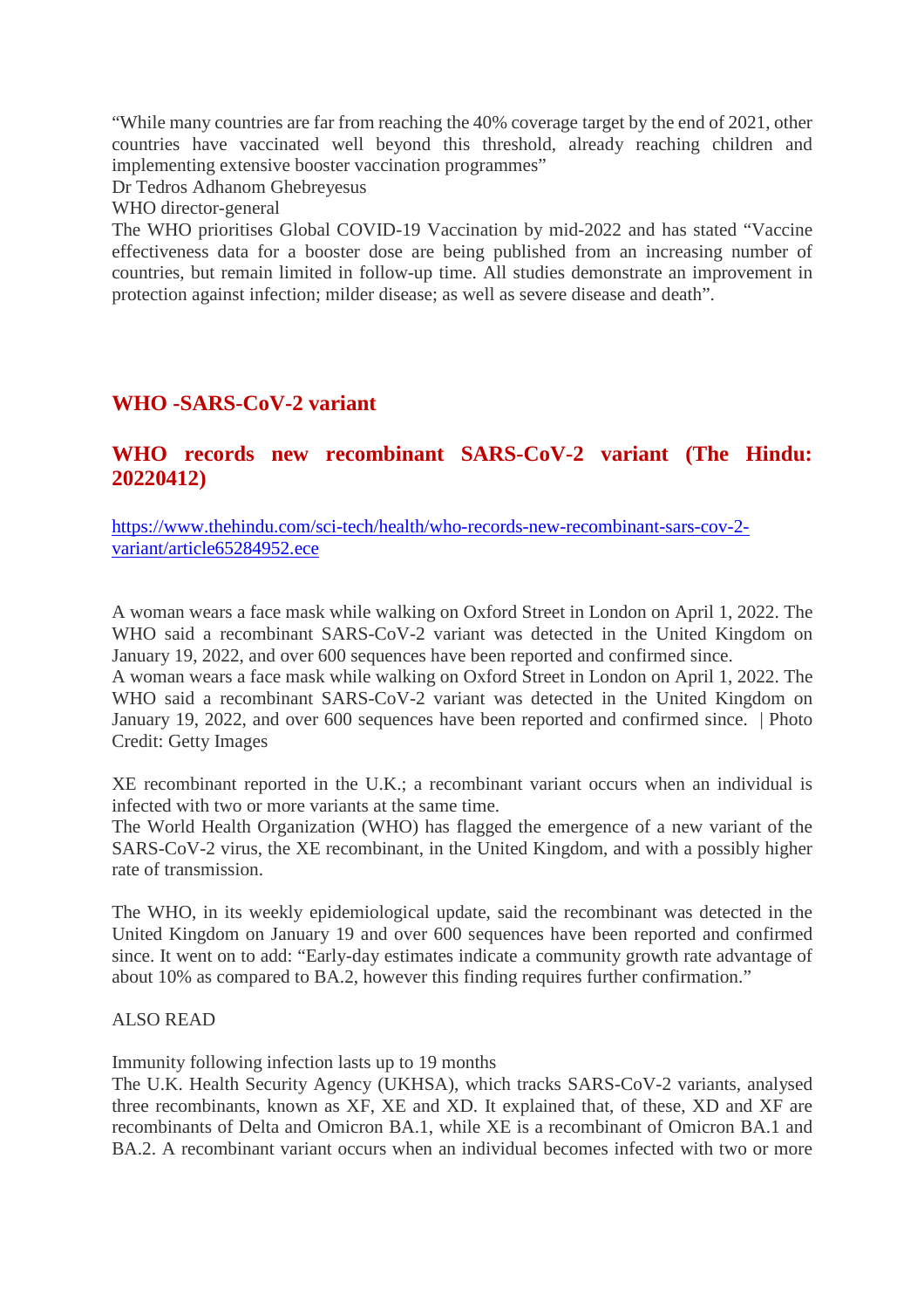“While many countries are far from reaching the 40% coverage target by the end of 2021, other countries have vaccinated well beyond this threshold, already reaching children and implementing extensive booster vaccination programmes”

Dr Tedros Adhanom Ghebreyesus

WHO director-general

The WHO prioritises Global COVID-19 Vaccination by mid-2022 and has stated “Vaccine effectiveness data for a booster dose are being published from an increasing number of countries, but remain limited in follow-up time. All studies demonstrate an improvement in protection against infection; milder disease; as well as severe disease and death”.

## WHO -SARS-CoV-2 variant

## WHO records new recombinant SARS-CoV-2 variant (The Hindu: 20220412)

https://www.thehindu.com/sci-tech/health/who-records-new-recombinant-sars-cov-2-variant/article65284952.ece

A woman wears a face mask while walking on Oxford Street in London on April 1, 2022. The WHO said a recombinant SARS-CoV-2 variant was detected in the United Kingdom on January 19, 2022, and over 600 sequences have been reported and confirmed since.

A woman wears a face mask while walking on Oxford Street in London on April 1, 2022. The WHO said a recombinant SARS-CoV-2 variant was detected in the United Kingdom on January 19, 2022, and over 600 sequences have been reported and confirmed since. | Photo Credit: Getty Images

XE recombinant reported in the U.K.; a recombinant variant occurs when an individual is infected with two or more variants at the same time.

The World Health Organization (WHO) has flagged the emergence of a new variant of the SARS-CoV-2 virus, the XE recombinant, in the United Kingdom, and with a possibly higher rate of transmission.

The WHO, in its weekly epidemiological update, said the recombinant was detected in the United Kingdom on January 19 and over 600 sequences have been reported and confirmed since. It went on to add: “Early-day estimates indicate a community growth rate advantage of about 10% as compared to BA.2, however this finding requires further confirmation.”

ALSO READ

Immunity following infection lasts up to 19 months

The U.K. Health Security Agency (UKHSA), which tracks SARS-CoV-2 variants, analysed three recombinants, known as XF, XE and XD. It explained that, of these, XD and XF are recombinants of Delta and Omicron BA.1, while XE is a recombinant of Omicron BA.1 and BA.2. A recombinant variant occurs when an individual becomes infected with two or more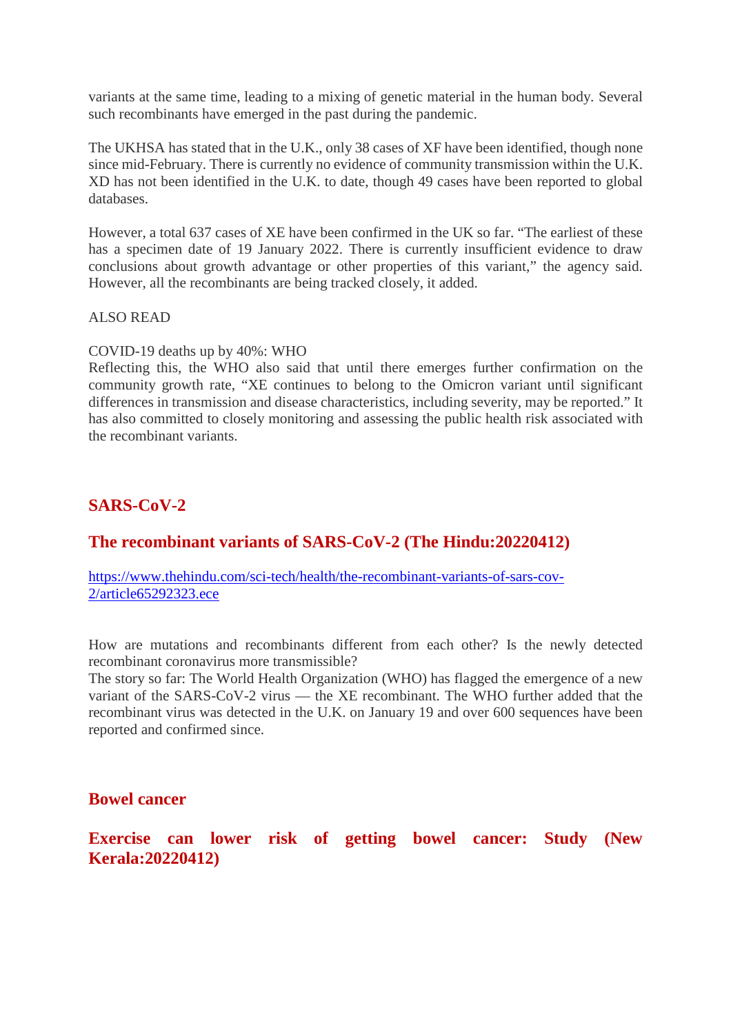variants at the same time, leading to a mixing of genetic material in the human body. Several such recombinants have emerged in the past during the pandemic.

The UKHSA has stated that in the U.K., only 38 cases of XF have been identified, though none since mid-February. There is currently no evidence of community transmission within the U.K. XD has not been identified in the U.K. to date, though 49 cases have been reported to global databases.

However, a total 637 cases of XE have been confirmed in the UK so far. "The earliest of these has a specimen date of 19 January 2022. There is currently insufficient evidence to draw conclusions about growth advantage or other properties of this variant," the agency said. However, all the recombinants are being tracked closely, it added.

ALSO READ

COVID-19 deaths up by 40%: WHO
Reflecting this, the WHO also said that until there emerges further confirmation on the community growth rate, "XE continues to belong to the Omicron variant until significant differences in transmission and disease characteristics, including severity, may be reported." It has also committed to closely monitoring and assessing the public health risk associated with the recombinant variants.

## SARS-CoV-2

### The recombinant variants of SARS-CoV-2 (The Hindu:20220412)

[https://www.thehindu.com/sci-tech/health/the-recombinant-variants-of-sars-cov-2/article65292323.ece](https://www.thehindu.com/sci-tech/health/the-recombinant-variants-of-sars-cov-2/article65292323.ece)

How are mutations and recombinants different from each other? Is the newly detected recombinant coronavirus more transmissible?
The story so far: The World Health Organization (WHO) has flagged the emergence of a new variant of the SARS-CoV-2 virus — the XE recombinant. The WHO further added that the recombinant virus was detected in the U.K. on January 19 and over 600 sequences have been reported and confirmed since.

## Bowel cancer

### Exercise can lower risk of getting bowel cancer: Study (New Kerala:20220412)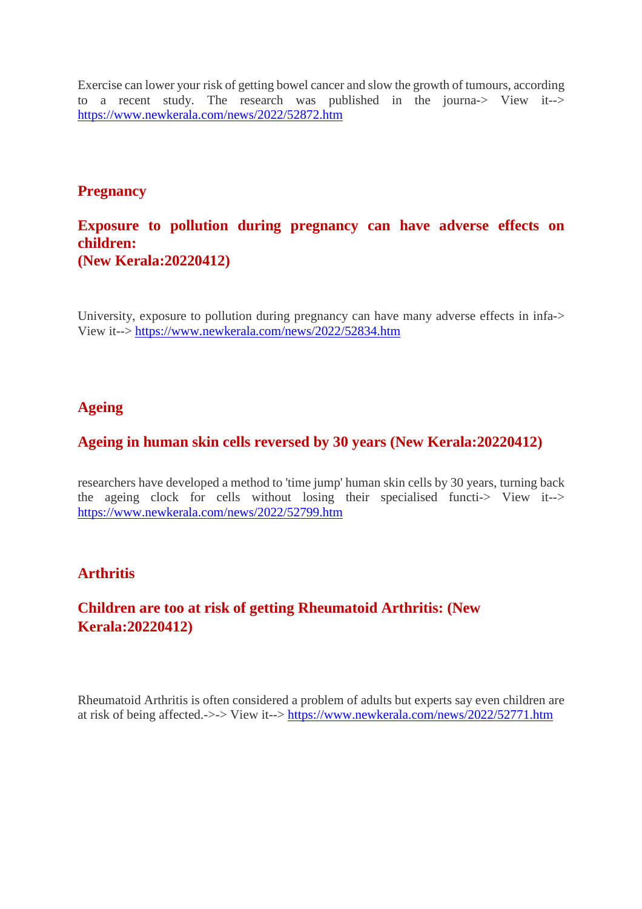Exercise can lower your risk of getting bowel cancer and slow the growth of tumours, according to a recent study. The research was published in the journa-> View it--> https://www.newkerala.com/news/2022/52872.htm

## Pregnancy

### Exposure to pollution during pregnancy can have adverse effects on children: (New Kerala:20220412)

University, exposure to pollution during pregnancy can have many adverse effects in infa-> View it--> https://www.newkerala.com/news/2022/52834.htm

## Ageing

### Ageing in human skin cells reversed by 30 years (New Kerala:20220412)

researchers have developed a method to 'time jump' human skin cells by 30 years, turning back the ageing clock for cells without losing their specialised functi-> View it--> https://www.newkerala.com/news/2022/52799.htm

## Arthritis

### Children are too at risk of getting Rheumatoid Arthritis: (New Kerala:20220412)

Rheumatoid Arthritis is often considered a problem of adults but experts say even children are at risk of being affected.->-> View it--> https://www.newkerala.com/news/2022/52771.htm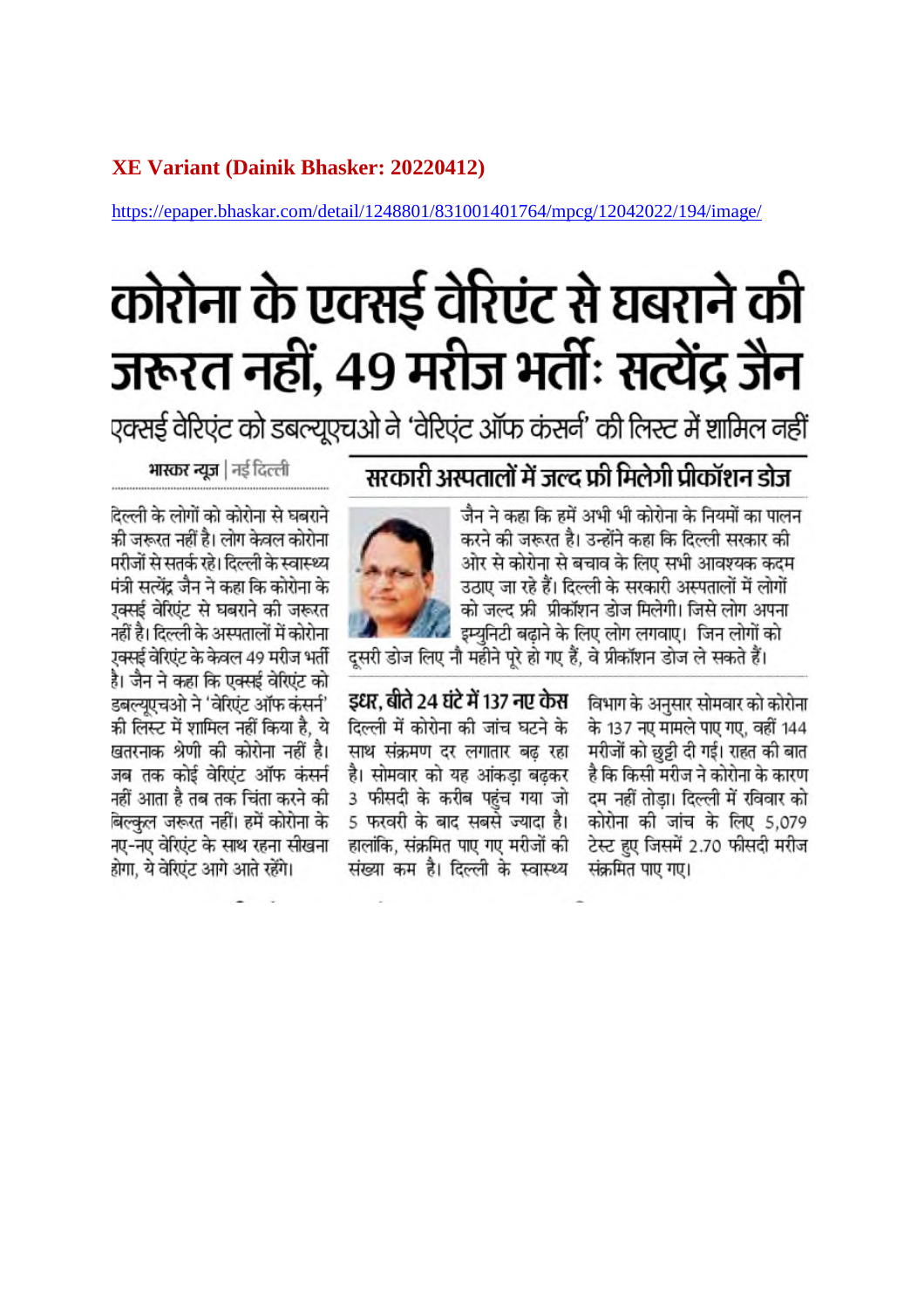**XE Variant (Dainik Bhasker: 20220412)**

https://epaper.bhaskar.com/detail/1248801/831001401764/mpcg/12042022/194/image/

# कोरोना के एक्सई वेरिएंट से घबराने की जरूरत नहीं, 49 मरीज भर्तीः सत्येंद्र जैन

## एक्सई वेरिएंट को डब्ल्यूएचओ ने 'वेरिएंट ऑफ कंसर्न' की लिस्ट में शामिल नहीं

भास्कर न्यूज | नई दिल्ली

दिल्ली के लोगों को कोरोना से घबराने की जरूरत नहीं है। लोग केवल कोरोना मरीजों से सतर्क रहे। दिल्ली के स्वास्थ्य मंत्री सत्येंद्र जैन ने कहा कि कोरोना के एक्सई वेरिएंट से घबराने की जरूरत नहीं है। दिल्ली के अस्पतालों में कोरोना एक्सई वेरिएंट के केवल 49 मरीज भर्ती है। जैन ने कहा कि एक्सई वेरिएंट को डब्ल्यूएचओ ने 'वेरिएंट ऑफ कंसर्न' की लिस्ट में शामिल नहीं किया है, ये खतरनाक श्रेणी की कोरोना नहीं है। जब तक कोई वेरिएंट ऑफ कंसर्न नहीं आता है तब तक चिंता करने की बिल्कुल जरूरत नहीं। हमें कोरोना के नए-नए वेरिएंट के साथ रहना सीखना होगा, ये वेरिएंट आगे आते रहेंगे।

### सरकारी अस्पतालों में जल्द फ्री मिलेगी प्रीकॉशन डोज

जैन ने कहा कि हमें अभी भी कोरोना के नियमों का पालन करने की जरूरत है। उन्होंने कहा कि दिल्ली सरकार की ओर से कोरोना से बचाव के लिए सभी आवश्यक कदम उठाए जा रहे हैं। दिल्ली के सरकारी अस्पतालों में लोगों को जल्द फ्री प्रीकॉशन डोज मिलेगी। जिसे लोग अपना इम्युनिटी बढ़ाने के लिए लोग लगवाए। जिन लोगों को दूसरी डोज लिए नौ महीने पूरे हो गए हैं, वे प्रीकॉशन डोज ले सकते हैं।

**इधर, बीते 24 घंटे में 137 नए केस** दिल्ली में कोरोना की जांच घटने के साथ संक्रमण दर लगातार बढ़ रहा है। सोमवार को यह आंकड़ा बढ़कर 3 फीसदी के करीब पहुंच गया जो 5 फरवरी के बाद सबसे ज्यादा है। हालांकि, संक्रमित पाए गए मरीजों की संख्या कम है। दिल्ली के स्वास्थ्य विभाग के अनुसार सोमवार को कोरोना के 137 नए मामले पाए गए, वहीं 144 मरीजों को छुट्टी दी गई। राहत की बात है कि किसी मरीज ने कोरोना के कारण दम नहीं तोड़ा। दिल्ली में रविवार को कोरोना की जांच के लिए 5,079 टेस्ट हुए जिसमें 2.70 फीसदी मरीज संक्रमित पाए गए।